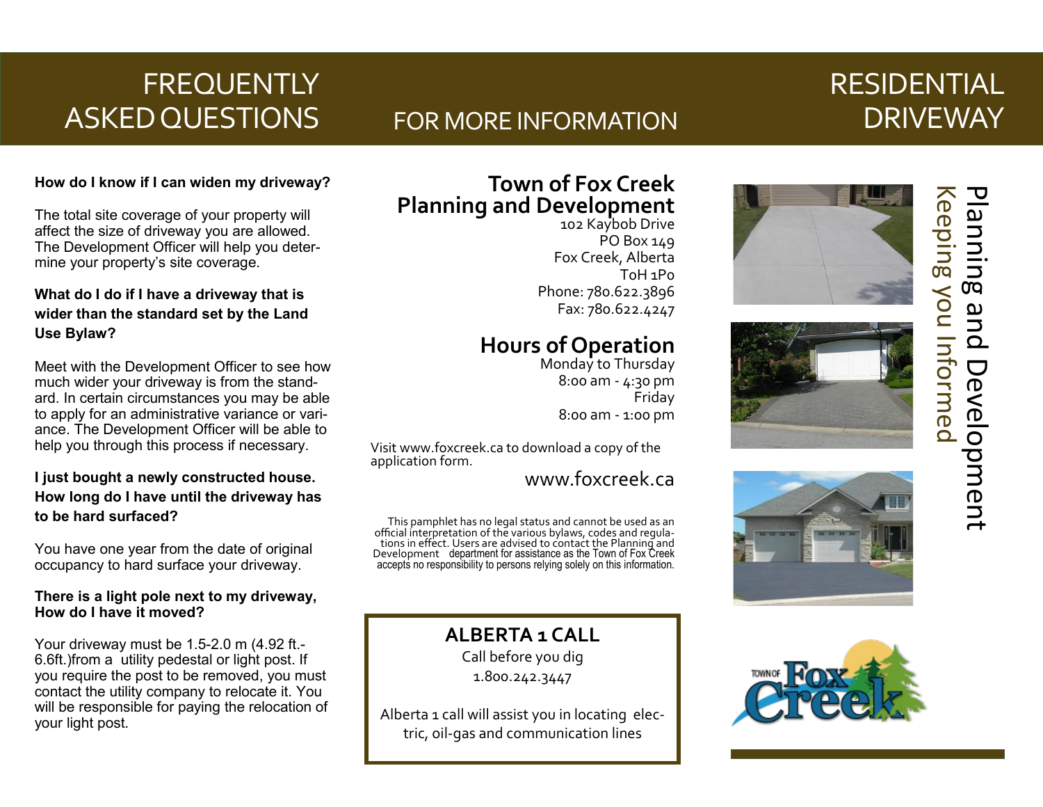# FREQUENTLY ASKED QUESTIONS

**How do I know if I can widen my driveway?**

The total site coverage of your property will affect the size of driveway you are allowed. The Development Officer will help you determine your property's site coverage.

**What do I do if I have a driveway that is wider than the standard set by the Land Use Bylaw?**

Meet with the Development Officer to see how much wider your driveway is from the standard. In certain circumstances you may be able to apply for an administrative variance or variance. The Development Officer will be able to help you through this process if necessary.

**I just bought a newly constructed house. How long do I have until the driveway has to be hard surfaced?**

You have one year from the date of original occupancy to hard surface your driveway.

**There is a light pole next to my driveway, How do I have it moved?**

Your driveway must be 1.5-2.0 m (4.92 ft.-6.6ft.)from a utility pedestal or light post. If you require the post to be removed, you must contact the utility company to relocate it. You will be responsible for paying the relocation of your light post.

# FOR MORE INFORMATION

## Town of Fox Creek Planning and Development

102 Kaybob Drive
PO Box 149
Fox Creek, Alberta
T0H 1P0
Phone: 780.622.3896
Fax: 780.622.4247

## Hours of Operation

Monday to Thursday
8:00 am - 4:30 pm
Friday
8:00 am - 1:00 pm

Visit www.foxcreek.ca to download a copy of the application form.

www.foxcreek.ca

This pamphlet has no legal status and cannot be used as an official interpretation of the various bylaws, codes and regulations in effect. Users are advised to contact the Planning and Development department for assistance as the Town of Fox Creek accepts no responsibility to persons relying solely on this information.

**ALBERTA 1 CALL**

Call before you dig

1.800.242.3447

Alberta 1 call will assist you in locating electric, oil-gas and communication lines

# RESIDENTIAL DRIVEWAY

Planning and Development
Keeping you Informed

Town of Fox Creek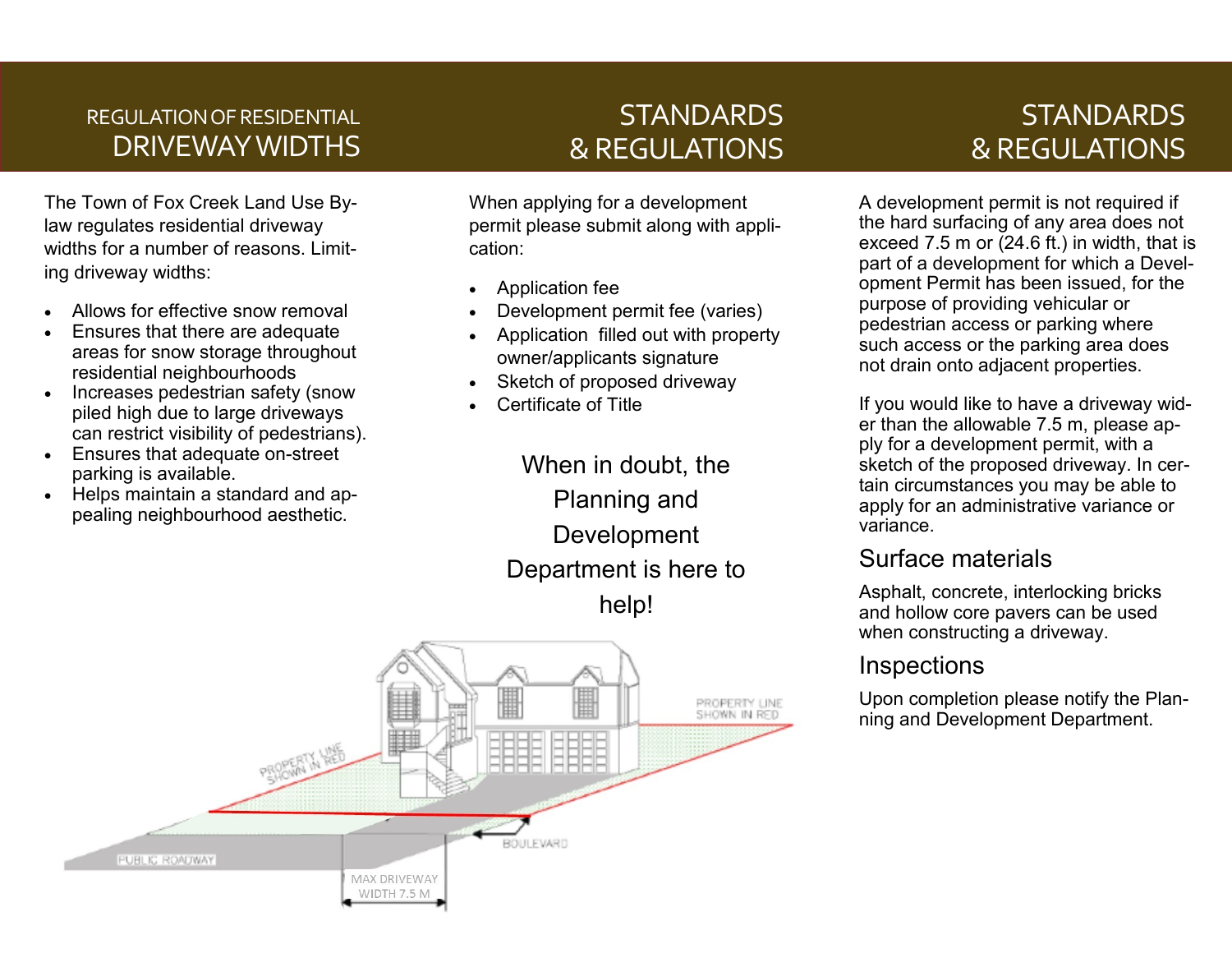## REGULATION OF RESIDENTIAL DRIVEWAY WIDTHS

The Town of Fox Creek Land Use By-law regulates residential driveway widths for a number of reasons. Limiting driveway widths:

- Allows for effective snow removal
- Ensures that there are adequate areas for snow storage throughout residential neighbourhoods
- Increases pedestrian safety (snow piled high due to large driveways can restrict visibility of pedestrians).
- Ensures that adequate on-street parking is available.
- Helps maintain a standard and appealing neighbourhood aesthetic.

## STANDARDS & REGULATIONS

When applying for a development permit please submit along with application:

- Application fee
- Development permit fee (varies)
- Application filled out with property owner/applicants signature
- Sketch of proposed driveway
- Certificate of Title

When in doubt, the Planning and Development Department is here to help!

PROPERTY LINE SHOWN IN RED

PROPERTY LINE SHOWN IN RED

PUBLIC ROADWAY

BOULEVARD

MAX DRIVEWAY WIDTH 7.5 M

## STANDARDS & REGULATIONS

A development permit is not required if the hard surfacing of any area does not exceed 7.5 m or (24.6 ft.) in width, that is part of a development for which a Development Permit has been issued, for the purpose of providing vehicular or pedestrian access or parking where such access or the parking area does not drain onto adjacent properties.

If you would like to have a driveway wider than the allowable 7.5 m, please apply for a development permit, with a sketch of the proposed driveway. In certain circumstances you may be able to apply for an administrative variance or variance.

### Surface materials

Asphalt, concrete, interlocking bricks and hollow core pavers can be used when constructing a driveway.

### Inspections

Upon completion please notify the Planning and Development Department.